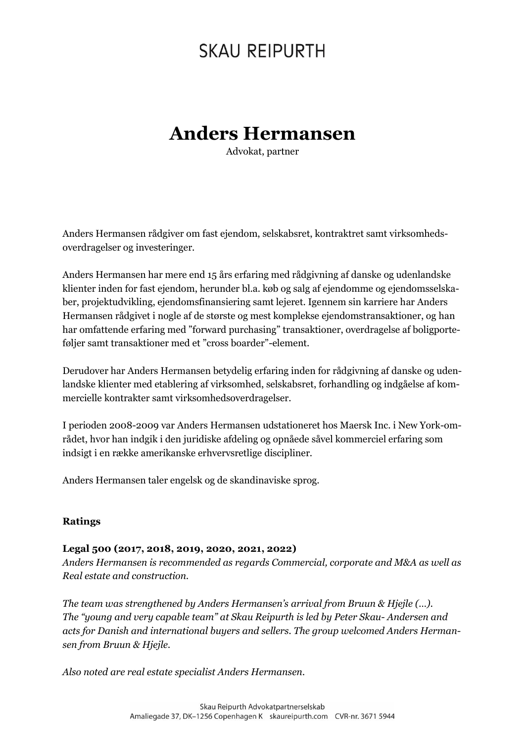SKAU REIPURTH

# Anders Hermansen

Advokat, partner

Anders Hermansen rådgiver om fast ejendom, selskabsret, kontraktret samt virksomhedsoverdragelser og investeringer.

Anders Hermansen har mere end 15 års erfaring med rådgivning af danske og udenlandske klienter inden for fast ejendom, herunder bl.a. køb og salg af ejendomme og ejendomsselskaber, projektudvikling, ejendomsfinansiering samt lejeret. Igennem sin karriere har Anders Hermansen rådgivet i nogle af de største og mest komplekse ejendomstransaktioner, og han har omfattende erfaring med ”forward purchasing” transaktioner, overdragelse af boligporteføljer samt transaktioner med et ”cross boarder”-element.

Derudover har Anders Hermansen betydelig erfaring inden for rådgivning af danske og udenlandske klienter med etablering af virksomhed, selskabsret, forhandling og indgåelse af kommercielle kontrakter samt virksomhedsoverdragelser.

I perioden 2008-2009 var Anders Hermansen udstationeret hos Maersk Inc. i New York-området, hvor han indgik i den juridiske afdeling og opnåede såvel kommerciel erfaring som indsigt i en række amerikanske erhvervsretlige discipliner.

Anders Hermansen taler engelsk og de skandinaviske sprog.

**Ratings**

**Legal 500 (2017, 2018, 2019, 2020, 2021, 2022)**

*Anders Hermansen is recommended as regards Commercial, corporate and M&A as well as Real estate and construction.*

*The team was strengthened by Anders Hermansen's arrival from Bruun & Hjejle (...). The "young and very capable team" at Skau Reipurth is led by Peter Skau- Andersen and acts for Danish and international buyers and sellers. The group welcomed Anders Hermansen from Bruun & Hjejle.*

*Also noted are real estate specialist Anders Hermansen.*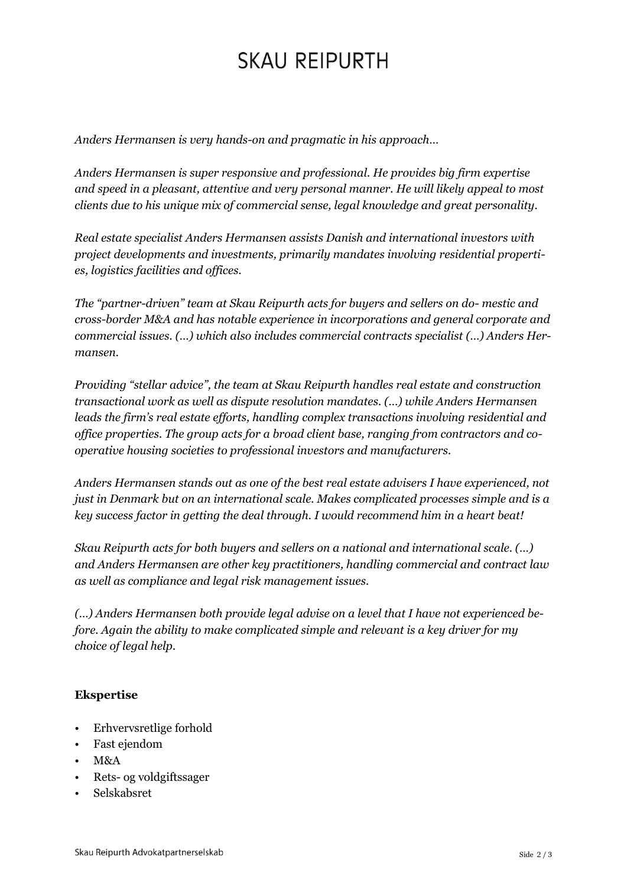*Anders Hermansen is very hands-on and pragmatic in his approach...*

*Anders Hermansen is super responsive and professional. He provides big firm expertise and speed in a pleasant, attentive and very personal manner. He will likely appeal to most clients due to his unique mix of commercial sense, legal knowledge and great personality.*

*Real estate specialist Anders Hermansen assists Danish and international investors with project developments and investments, primarily mandates involving residential properties, logistics facilities and offices.*

*The "partner-driven" team at Skau Reipurth acts for buyers and sellers on do- mestic and cross-border M&A and has notable experience in incorporations and general corporate and commercial issues. (...) which also includes commercial contracts specialist (...) Anders Hermansen.*

*Providing "stellar advice", the team at Skau Reipurth handles real estate and construction transactional work as well as dispute resolution mandates. (...) while Anders Hermansen leads the firm's real estate efforts, handling complex transactions involving residential and office properties. The group acts for a broad client base, ranging from contractors and co-operative housing societies to professional investors and manufacturers.*

*Anders Hermansen stands out as one of the best real estate advisers I have experienced, not just in Denmark but on an international scale. Makes complicated processes simple and is a key success factor in getting the deal through. I would recommend him in a heart beat!*

*Skau Reipurth acts for both buyers and sellers on a national and international scale. (...) and Anders Hermansen are other key practitioners, handling commercial and contract law as well as compliance and legal risk management issues.*

*(...) Anders Hermansen both provide legal advise on a level that I have not experienced before. Again the ability to make complicated simple and relevant is a key driver for my choice of legal help.*

**Ekspertise**

- Erhvervsretlige forhold
- Fast ejendom
- M&A
- Rets- og voldgiftssager
- Selskabsret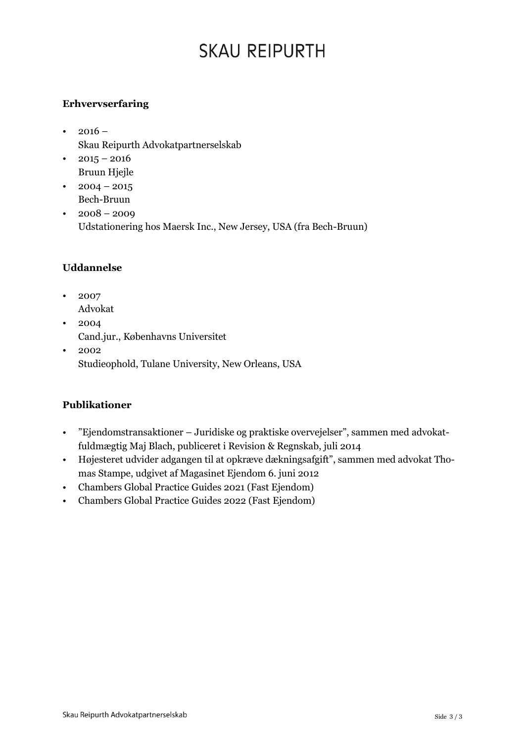### Erhvervserfaring

- 2016 –
  Skau Reipurth Advokatpartnerselskab
- 2015 – 2016
  Bruun Hjejle
- 2004 – 2015
  Bech-Bruun
- 2008 – 2009
  Udstationering hos Maersk Inc., New Jersey, USA (fra Bech-Bruun)

### Uddannelse

- 2007
  Advokat
- 2004
  Cand.jur., Københavns Universitet
- 2002
  Studieophold, Tulane University, New Orleans, USA

### Publikationer

- ”Ejendomstransaktioner – Juridiske og praktiske overvejelser”, sammen med advokatfuldmægtig Maj Blach, publiceret i Revision & Regnskab, juli 2014
- Højesteret udvider adgangen til at opkræve dækningsafgift”, sammen med advokat Thomas Stampe, udgivet af Magasinet Ejendom 6. juni 2012
- Chambers Global Practice Guides 2021 (Fast Ejendom)
- Chambers Global Practice Guides 2022 (Fast Ejendom)